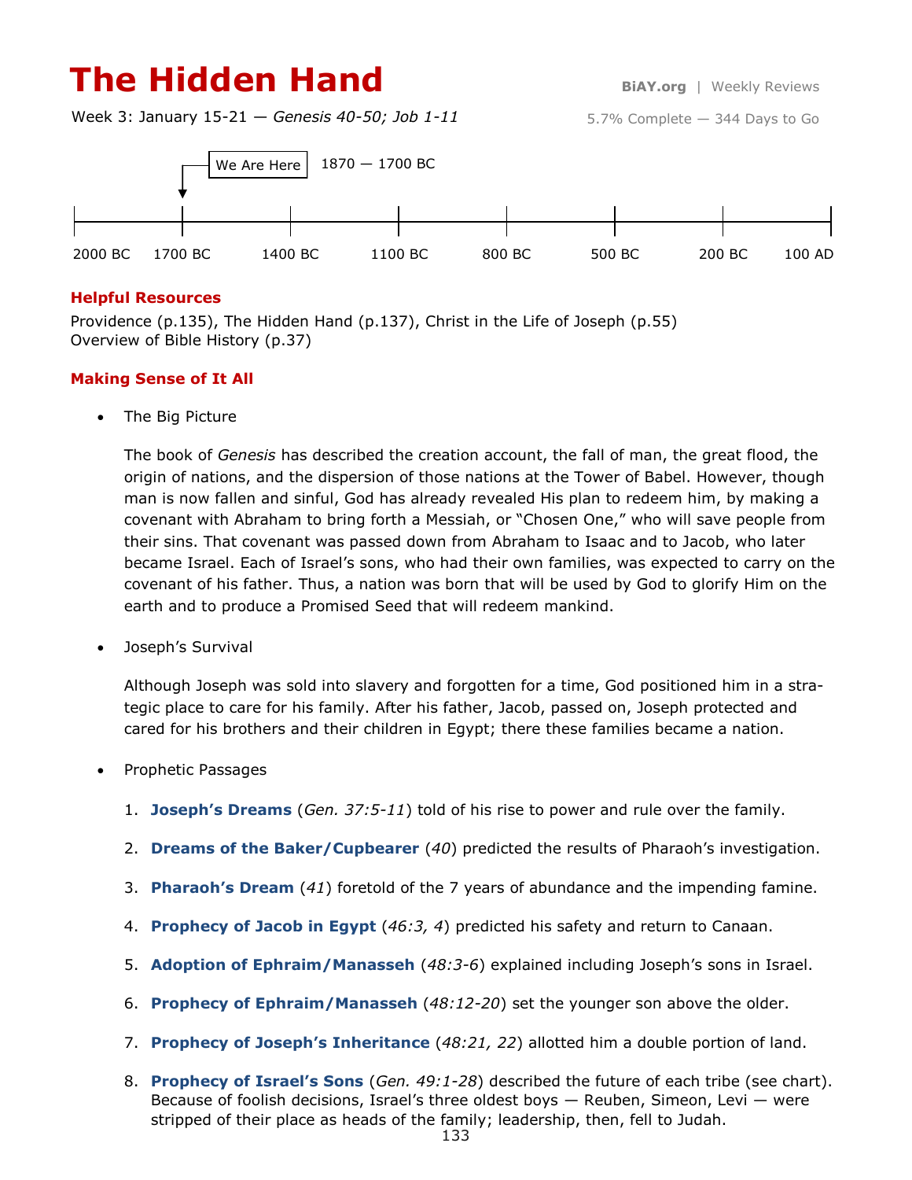# The Hidden Hand

BiAY.org | Weekly Reviews

Week 3: January 15-21 — *Genesis 40-50; Job 1-11*

5.7% Complete — 344 Days to Go

We Are Here — 1870 — 1700 BC

2000 BC | 1700 BC | 1400 BC | 1100 BC | 800 BC | 500 BC | 200 BC | 100 AD

### Helpful Resources

Providence (p.135), The Hidden Hand (p.137), Christ in the Life of Joseph (p.55)
Overview of Bible History (p.37)

### Making Sense of It All

- The Big Picture

  The book of *Genesis* has described the creation account, the fall of man, the great flood, the origin of nations, and the dispersion of those nations at the Tower of Babel. However, though man is now fallen and sinful, God has already revealed His plan to redeem him, by making a covenant with Abraham to bring forth a Messiah, or "Chosen One," who will save people from their sins. That covenant was passed down from Abraham to Isaac and to Jacob, who later became Israel. Each of Israel's sons, who had their own families, was expected to carry on the covenant of his father. Thus, a nation was born that will be used by God to glorify Him on the earth and to produce a Promised Seed that will redeem mankind.

- Joseph's Survival

  Although Joseph was sold into slavery and forgotten for a time, God positioned him in a strategic place to care for his family. After his father, Jacob, passed on, Joseph protected and cared for his brothers and their children in Egypt; there these families became a nation.

- Prophetic Passages

  1. **Joseph's Dreams** (*Gen. 37:5-11*) told of his rise to power and rule over the family.
  2. **Dreams of the Baker/Cupbearer** (*40*) predicted the results of Pharaoh's investigation.
  3. **Pharaoh's Dream** (*41*) foretold of the 7 years of abundance and the impending famine.
  4. **Prophecy of Jacob in Egypt** (*46:3, 4*) predicted his safety and return to Canaan.
  5. **Adoption of Ephraim/Manasseh** (*48:3-6*) explained including Joseph's sons in Israel.
  6. **Prophecy of Ephraim/Manasseh** (*48:12-20*) set the younger son above the older.
  7. **Prophecy of Joseph's Inheritance** (*48:21, 22*) allotted him a double portion of land.
  8. **Prophecy of Israel's Sons** (*Gen. 49:1-28*) described the future of each tribe (see chart). Because of foolish decisions, Israel's three oldest boys — Reuben, Simeon, Levi — were stripped of their place as heads of the family; leadership, then, fell to Judah.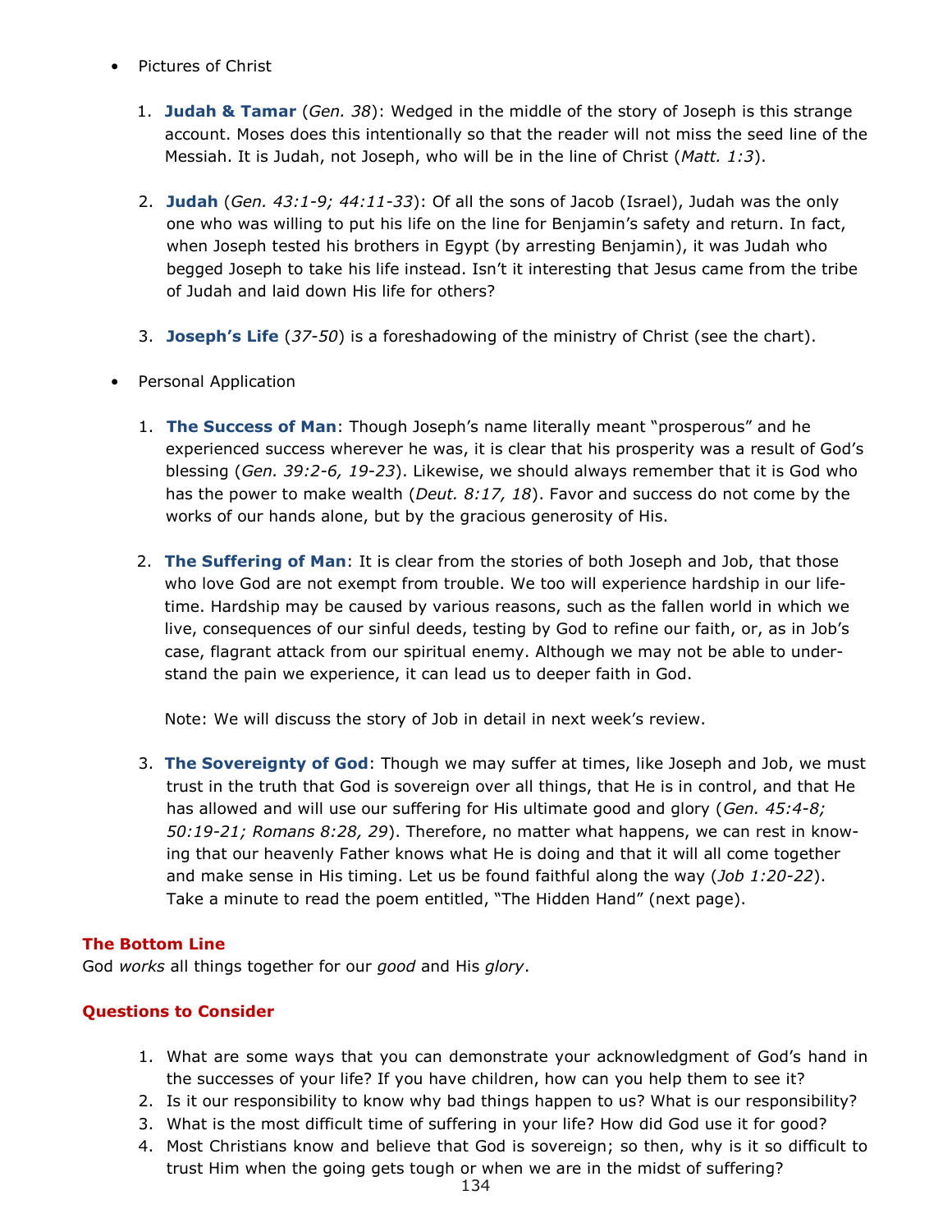- Pictures of Christ

  1. **Judah & Tamar** (*Gen. 38*): Wedged in the middle of the story of Joseph is this strange account. Moses does this intentionally so that the reader will not miss the seed line of the Messiah. It is Judah, not Joseph, who will be in the line of Christ (*Matt. 1:3*).

  2. **Judah** (*Gen. 43:1-9; 44:11-33*): Of all the sons of Jacob (Israel), Judah was the only one who was willing to put his life on the line for Benjamin's safety and return. In fact, when Joseph tested his brothers in Egypt (by arresting Benjamin), it was Judah who begged Joseph to take his life instead. Isn't it interesting that Jesus came from the tribe of Judah and laid down His life for others?

  3. **Joseph's Life** (*37-50*) is a foreshadowing of the ministry of Christ (see the chart).

- Personal Application

  1. **The Success of Man**: Though Joseph's name literally meant "prosperous" and he experienced success wherever he was, it is clear that his prosperity was a result of God's blessing (*Gen. 39:2-6, 19-23*). Likewise, we should always remember that it is God who has the power to make wealth (*Deut. 8:17, 18*). Favor and success do not come by the works of our hands alone, but by the gracious generosity of His.

  2. **The Suffering of Man**: It is clear from the stories of both Joseph and Job, that those who love God are not exempt from trouble. We too will experience hardship in our lifetime. Hardship may be caused by various reasons, such as the fallen world in which we live, consequences of our sinful deeds, testing by God to refine our faith, or, as in Job's case, flagrant attack from our spiritual enemy. Although we may not be able to understand the pain we experience, it can lead us to deeper faith in God.

     Note: We will discuss the story of Job in detail in next week's review.

  3. **The Sovereignty of God**: Though we may suffer at times, like Joseph and Job, we must trust in the truth that God is sovereign over all things, that He is in control, and that He has allowed and will use our suffering for His ultimate good and glory (*Gen. 45:4-8; 50:19-21; Romans 8:28, 29*). Therefore, no matter what happens, we can rest in knowing that our heavenly Father knows what He is doing and that it will all come together and make sense in His timing. Let us be found faithful along the way (*Job 1:20-22*). Take a minute to read the poem entitled, "The Hidden Hand" (next page).

### The Bottom Line

God *works* all things together for our *good* and His *glory*.

### Questions to Consider

1. What are some ways that you can demonstrate your acknowledgment of God's hand in the successes of your life? If you have children, how can you help them to see it?
2. Is it our responsibility to know why bad things happen to us? What is our responsibility?
3. What is the most difficult time of suffering in your life? How did God use it for good?
4. Most Christians know and believe that God is sovereign; so then, why is it so difficult to trust Him when the going gets tough or when we are in the midst of suffering?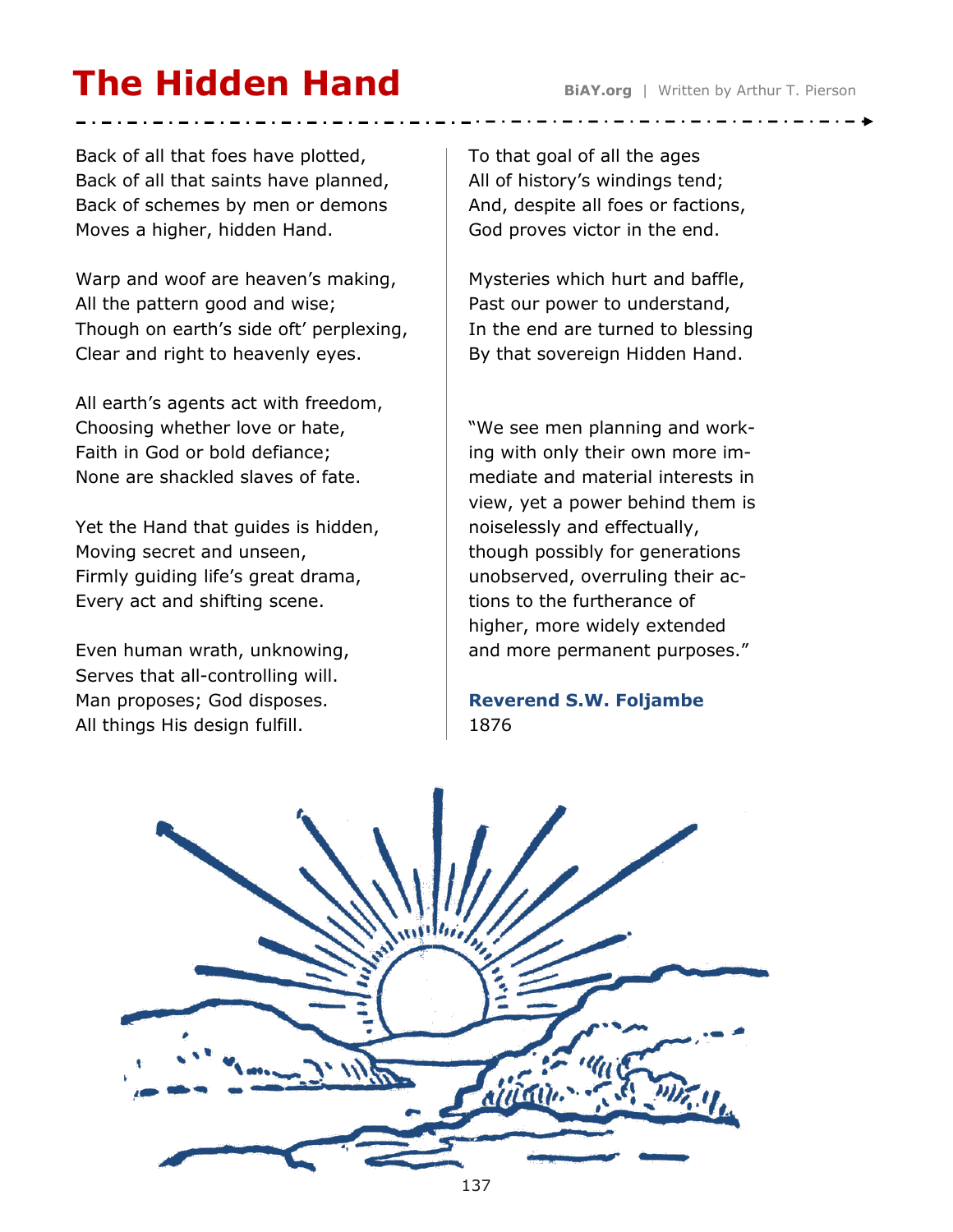# The Hidden Hand

BiAY.org | Written by Arthur T. Pierson

Back of all that foes have plotted,
Back of all that saints have planned,
Back of schemes by men or demons
Moves a higher, hidden Hand.

Warp and woof are heaven's making,
All the pattern good and wise;
Though on earth's side oft' perplexing,
Clear and right to heavenly eyes.

All earth's agents act with freedom,
Choosing whether love or hate,
Faith in God or bold defiance;
None are shackled slaves of fate.

Yet the Hand that guides is hidden,
Moving secret and unseen,
Firmly guiding life's great drama,
Every act and shifting scene.

Even human wrath, unknowing,
Serves that all-controlling will.
Man proposes; God disposes.
All things His design fulfill.

To that goal of all the ages
All of history's windings tend;
And, despite all foes or factions,
God proves victor in the end.

Mysteries which hurt and baffle,
Past our power to understand,
In the end are turned to blessing
By that sovereign Hidden Hand.

"We see men planning and working with only their own more immediate and material interests in view, yet a power behind them is noiselessly and effectually, though possibly for generations unobserved, overruling their actions to the furtherance of higher, more widely extended and more permanent purposes."

**Reverend S.W. Foljambe**
1876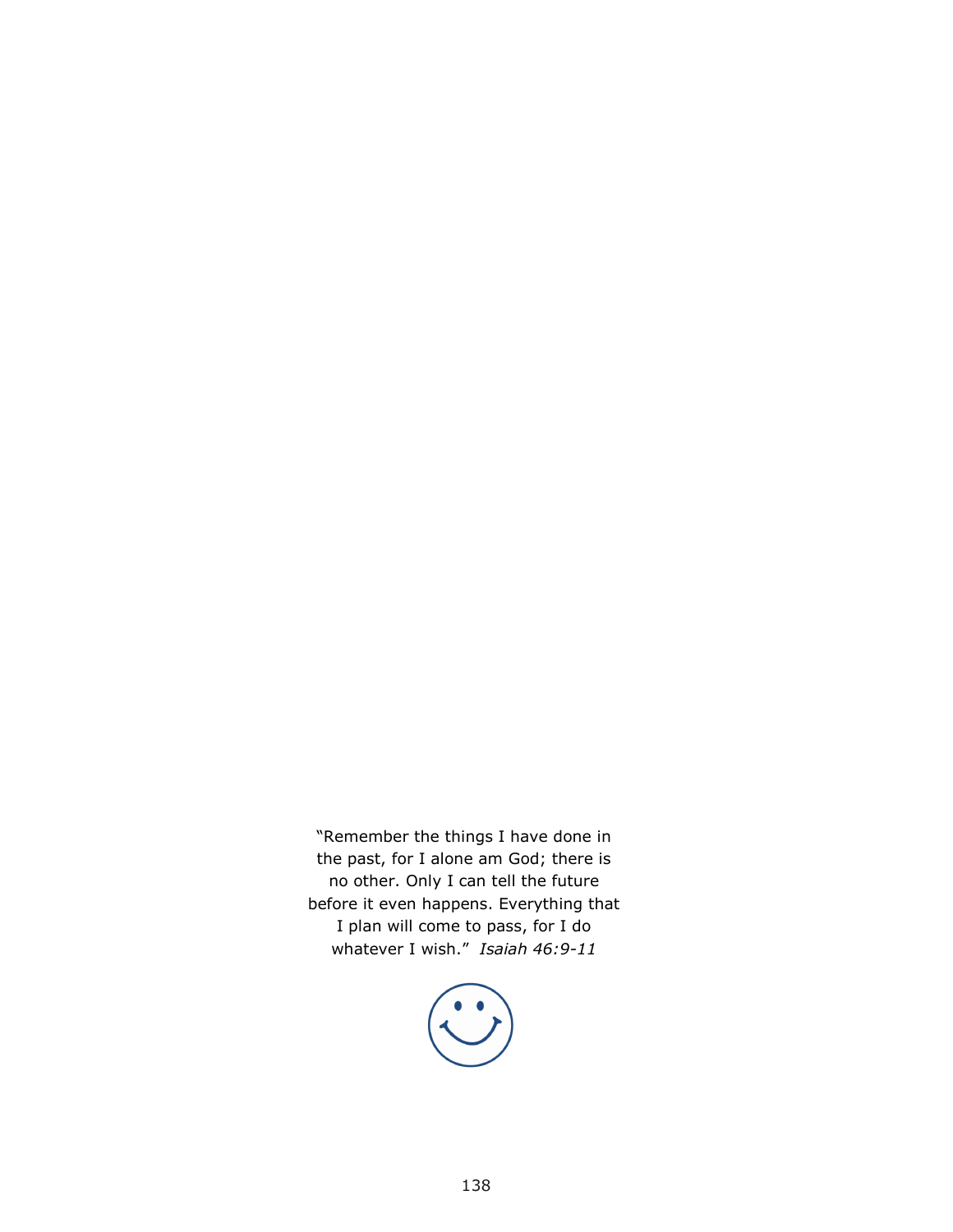"Remember the things I have done in the past, for I alone am God; there is no other. Only I can tell the future before it even happens. Everything that I plan will come to pass, for I do whatever I wish." *Isaiah 46:9-11*